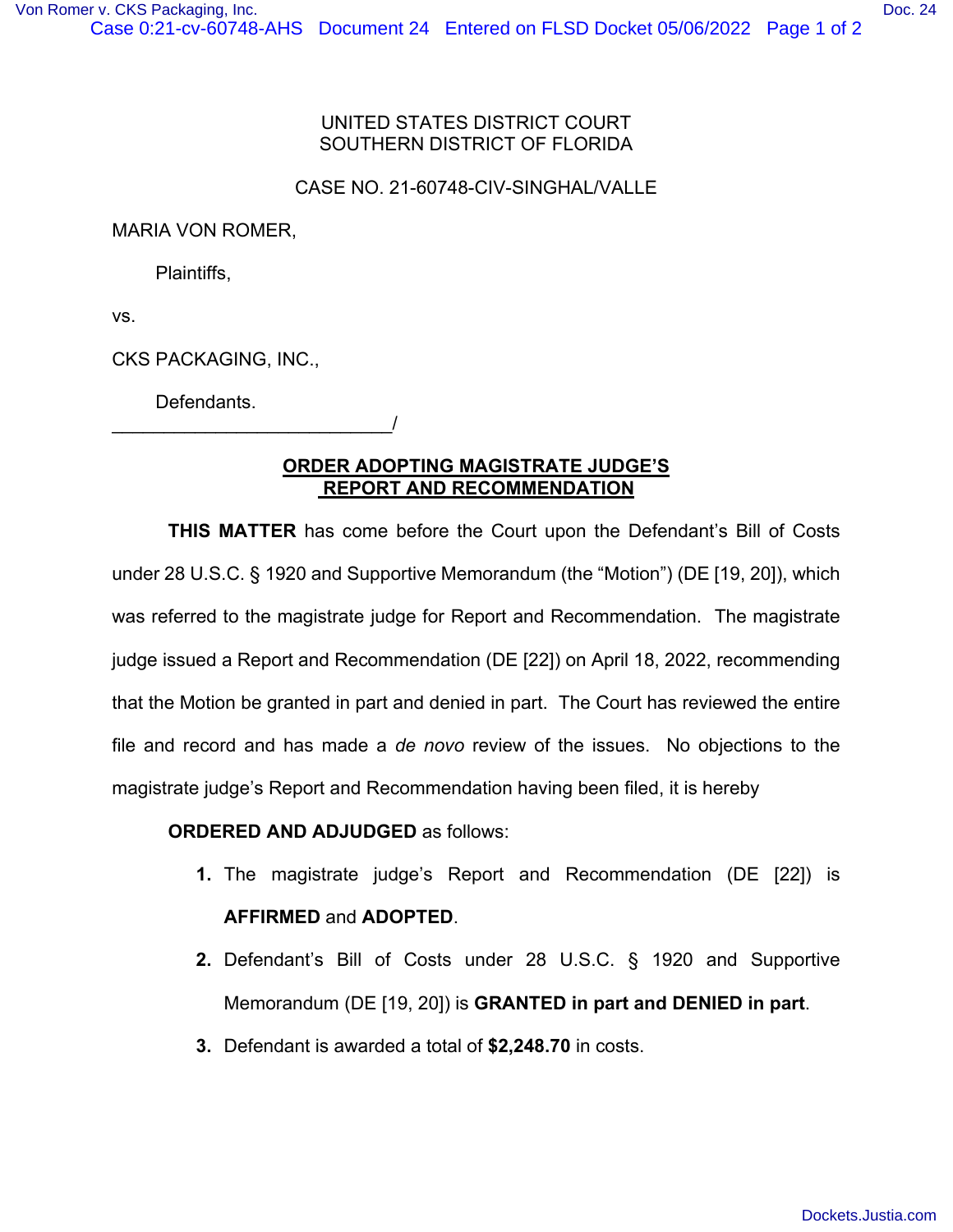UNITED STATES DISTRICT COURT
SOUTHERN DISTRICT OF FLORIDA

CASE NO. 21-60748-CIV-SINGHAL/VALLE

MARIA VON ROMER,

Plaintiffs,

vs.

CKS PACKAGING, INC.,

Defendants.
___________________________/

## ORDER ADOPTING MAGISTRATE JUDGE'S REPORT AND RECOMMENDATION

**THIS MATTER** has come before the Court upon the Defendant's Bill of Costs under 28 U.S.C. § 1920 and Supportive Memorandum (the "Motion") (DE [19, 20]), which was referred to the magistrate judge for Report and Recommendation. The magistrate judge issued a Report and Recommendation (DE [22]) on April 18, 2022, recommending that the Motion be granted in part and denied in part. The Court has reviewed the entire file and record and has made a *de novo* review of the issues. No objections to the magistrate judge's Report and Recommendation having been filed, it is hereby

**ORDERED AND ADJUDGED** as follows:

1. The magistrate judge's Report and Recommendation (DE [22]) is **AFFIRMED** and **ADOPTED**.
2. Defendant's Bill of Costs under 28 U.S.C. § 1920 and Supportive Memorandum (DE [19, 20]) is **GRANTED in part and DENIED in part**.
3. Defendant is awarded a total of **$2,248.70** in costs.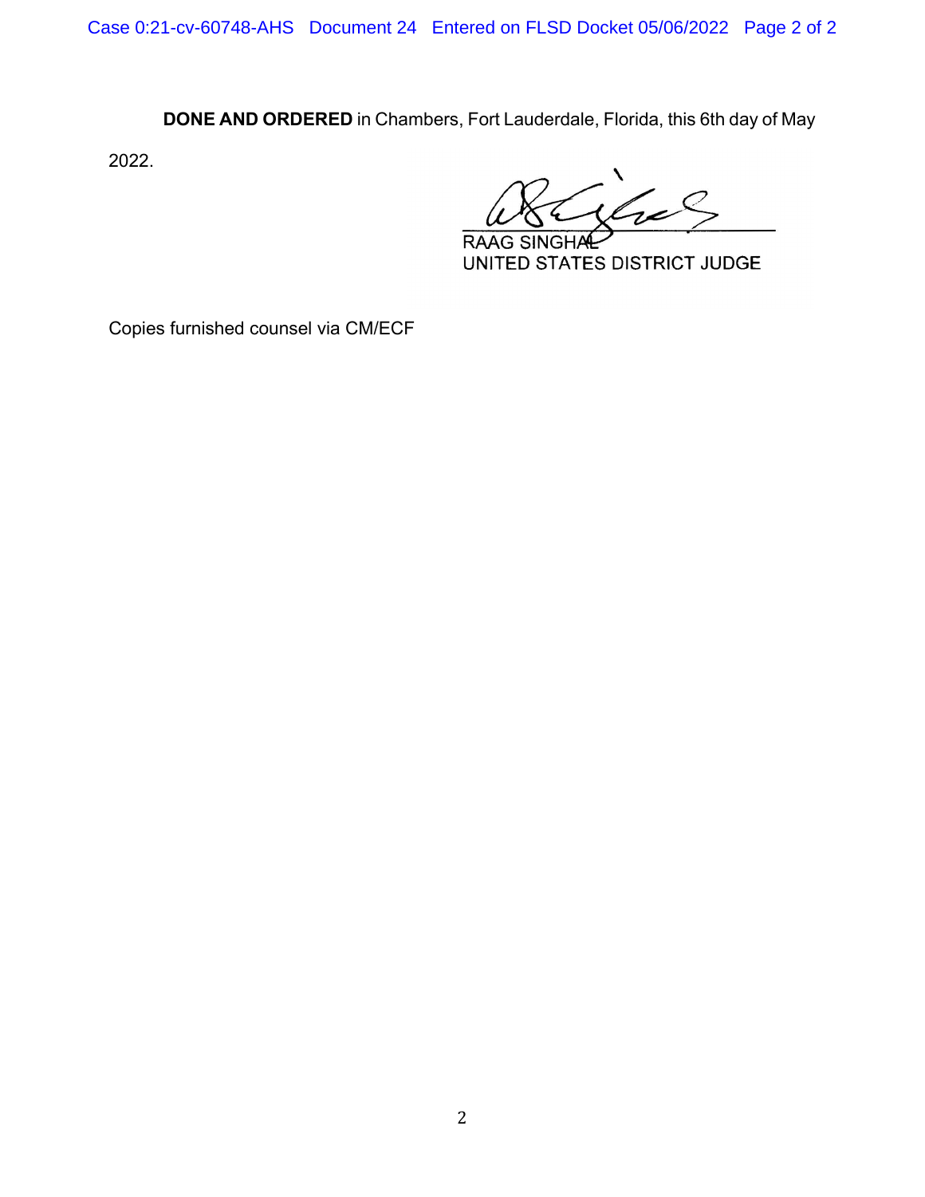**DONE AND ORDERED** in Chambers, Fort Lauderdale, Florida, this 6th day of May 2022.

RAAG SINGHAL
UNITED STATES DISTRICT JUDGE

Copies furnished counsel via CM/ECF